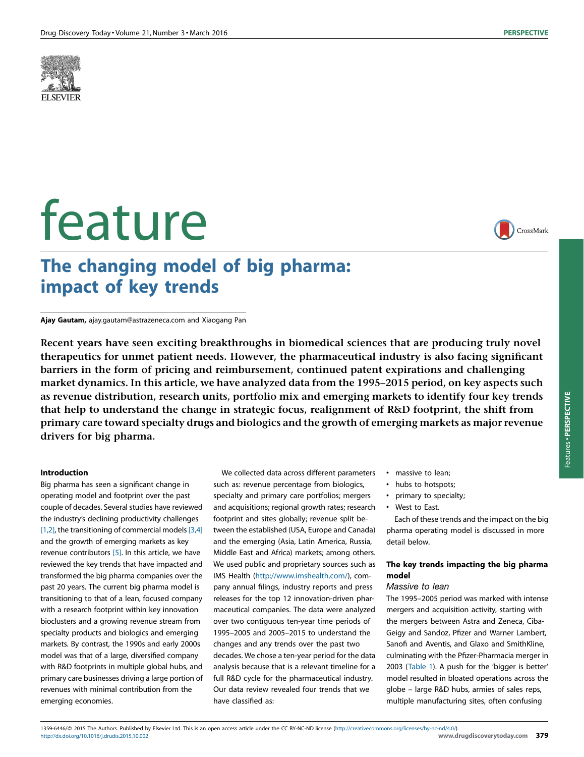feature

# The changing model of big pharma: impact of key trends

**Ajay Gautam,** ajay.gautam@astrazeneca.com and Xiaogang Pan

**Recent years have seen exciting breakthroughs in biomedical sciences that are producing truly novel therapeutics for unmet patient needs. However, the pharmaceutical industry is also facing significant barriers in the form of pricing and reimbursement, continued patent expirations and challenging market dynamics. In this article, we have analyzed data from the 1995–2015 period, on key aspects such as revenue distribution, research units, portfolio mix and emerging markets to identify four key trends that help to understand the change in strategic focus, realignment of R&D footprint, the shift from primary care toward specialty drugs and biologics and the growth of emerging markets as major revenue drivers for big pharma.**

#### Introduction

Big pharma has seen a significant change in operating model and footprint over the past couple of decades. Several studies have reviewed the industry's declining productivity challenges [1,2], the transitioning of commercial models [3,4] and the growth of emerging markets as key revenue contributors [5]. In this article, we have reviewed the key trends that have impacted and transformed the big pharma companies over the past 20 years. The current big pharma model is transitioning to that of a lean, focused company with a research footprint within key innovation bioclusters and a growing revenue stream from specialty products and biologics and emerging markets. By contrast, the 1990s and early 2000s model was that of a large, diversified company with R&D footprints in multiple global hubs, and primary care businesses driving a large portion of revenues with minimal contribution from the emerging economies.

We collected data across different parameters such as: revenue percentage from biologics, specialty and primary care portfolios; mergers and acquisitions; regional growth rates; research footprint and sites globally; revenue split between the established (USA, Europe and Canada) and the emerging (Asia, Latin America, Russia, Middle East and Africa) markets; among others. We used public and proprietary sources such as IMS Health (http://www.imshealth.com/), company annual filings, industry reports and press releases for the top 12 innovation-driven pharmaceutical companies. The data were analyzed over two contiguous ten-year time periods of 1995–2005 and 2005–2015 to understand the changes and any trends over the past two decades. We chose a ten-year period for the data analysis because that is a relevant timeline for a full R&D cycle for the pharmaceutical industry. Our data review revealed four trends that we have classified as:

- massive to lean;
- hubs to hotspots;
- primary to specialty;
- West to East.

Each of these trends and the impact on the big pharma operating model is discussed in more detail below.

#### The key trends impacting the big pharma model

*Massive to lean*

The 1995–2005 period was marked with intense mergers and acquisition activity, starting with the mergers between Astra and Zeneca, Ciba-Geigy and Sandoz, Pfizer and Warner Lambert, Sanofi and Aventis, and Glaxo and SmithKline, culminating with the Pfizer-Pharmacia merger in 2003 (Table 1). A push for the 'bigger is better' model resulted in bloated operations across the globe – large R&D hubs, armies of sales reps, multiple manufacturing sites, often confusing

1359-6446/© 2015 The Authors. Published by Elsevier Ltd. This is an open access article under the CC BY-NC-ND license (http://creativecommons.org/licenses/by-nc-nd/4.0/).
http://dx.doi.org/10.1016/j.drudis.2015.10.002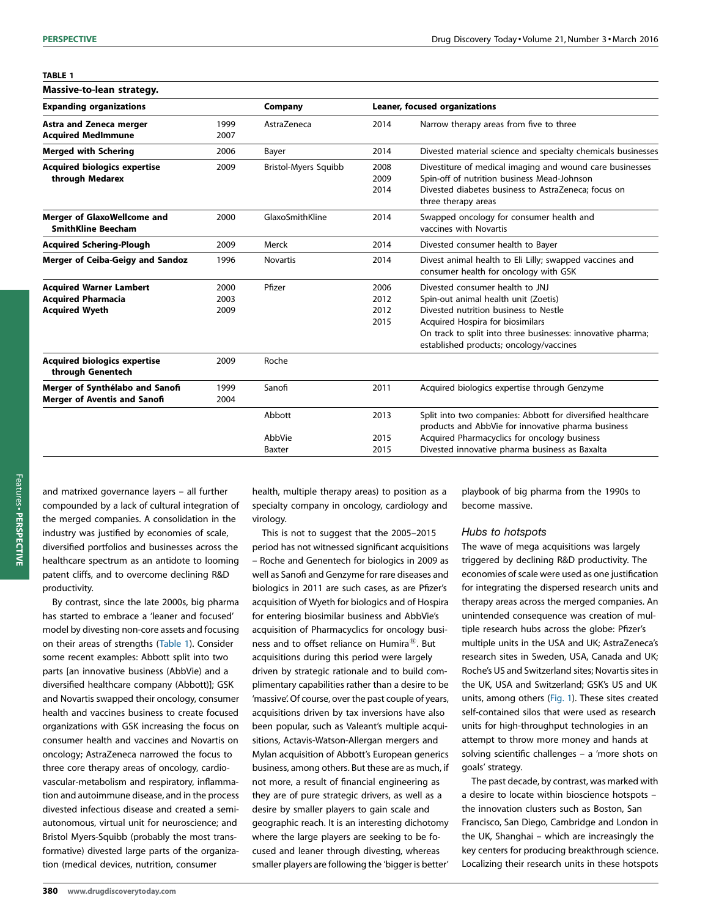**TABLE 1**

**Massive-to-lean strategy.**

| Expanding organizations | | Company | Leaner, focused organizations | |
|---|---|---|---|---|
| **Astra and Zeneca merger**<br>**Acquired MedImmune** | 1999<br>2007 | AstraZeneca | 2014 | Narrow therapy areas from five to three |
| **Merged with Schering** | 2006 | Bayer | 2014 | Divested material science and specialty chemicals businesses |
| **Acquired biologics expertise through Medarex** | 2009 | Bristol-Myers Squibb | 2008<br>2009<br>2014 | Divestiture of medical imaging and wound care businesses<br>Spin-off of nutrition business Mead-Johnson<br>Divested diabetes business to AstraZeneca; focus on three therapy areas |
| **Merger of GlaxoWellcome and SmithKline Beecham** | 2000 | GlaxoSmithKline | 2014 | Swapped oncology for consumer health and vaccines with Novartis |
| **Acquired Schering-Plough** | 2009 | Merck | 2014 | Divested consumer health to Bayer |
| **Merger of Ceiba-Geigy and Sandoz** | 1996 | Novartis | 2014 | Divest animal health to Eli Lilly; swapped vaccines and consumer health for oncology with GSK |
| **Acquired Warner Lambert**<br>**Acquired Pharmacia**<br>**Acquired Wyeth** | 2000<br>2003<br>2009 | Pfizer | 2006<br>2012<br>2012<br>2015 | Divested consumer health to JNJ<br>Spin-out animal health unit (Zoetis)<br>Divested nutrition business to Nestle<br>Acquired Hospira for biosimilars<br>On track to split into three businesses: innovative pharma; established products; oncology/vaccines |
| **Acquired biologics expertise through Genentech** | 2009 | Roche | | |
| **Merger of Synthélabo and Sanofi**<br>**Merger of Aventis and Sanofi** | 1999<br>2004 | Sanofi | 2011 | Acquired biologics expertise through Genzyme |
| | | Abbott | 2013 | Split into two companies: Abbott for diversified healthcare products and AbbVie for innovative pharma business |
| | | AbbVie | 2015 | Acquired Pharmacyclics for oncology business |
| | | Baxter | 2015 | Divested innovative pharma business as Baxalta |

and matrixed governance layers – all further compounded by a lack of cultural integration of the merged companies. A consolidation in the industry was justified by economies of scale, diversified portfolios and businesses across the healthcare spectrum as an antidote to looming patent cliffs, and to overcome declining R&D productivity.

By contrast, since the late 2000s, big pharma has started to embrace a 'leaner and focused' model by divesting non-core assets and focusing on their areas of strengths (Table 1). Consider some recent examples: Abbott split into two parts [an innovative business (AbbVie) and a diversified healthcare company (Abbott)]; GSK and Novartis swapped their oncology, consumer health and vaccines business to create focused organizations with GSK increasing the focus on consumer health and vaccines and Novartis on oncology; AstraZeneca narrowed the focus to three core therapy areas of oncology, cardiovascular-metabolism and respiratory, inflammation and autoimmune disease, and in the process divested infectious disease and created a semi-autonomous, virtual unit for neuroscience; and Bristol Myers-Squibb (probably the most transformative) divested large parts of the organization (medical devices, nutrition, consumer health, multiple therapy areas) to position as a specialty company in oncology, cardiology and virology.

This is not to suggest that the 2005–2015 period has not witnessed significant acquisitions – Roche and Genentech for biologics in 2009 as well as Sanofi and Genzyme for rare diseases and biologics in 2011 are such cases, as are Pfizer's acquisition of Wyeth for biologics and of Hospira for entering biosimilar business and AbbVie's acquisition of Pharmacyclics for oncology business and to offset reliance on Humira®. But acquisitions during this period were largely driven by strategic rationale and to build complimentary capabilities rather than a desire to be 'massive'. Of course, over the past couple of years, acquisitions driven by tax inversions have also been popular, such as Valeant's multiple acquisitions, Actavis-Watson-Allergan mergers and Mylan acquisition of Abbott's European generics business, among others. But these are as much, if not more, a result of financial engineering as they are of pure strategic drivers, as well as a desire by smaller players to gain scale and geographic reach. It is an interesting dichotomy where the large players are seeking to be focused and leaner through divesting, whereas smaller players are following the 'bigger is better' playbook of big pharma from the 1990s to become massive.

### *Hubs to hotspots*

The wave of mega acquisitions was largely triggered by declining R&D productivity. The economies of scale were used as one justification for integrating the dispersed research units and therapy areas across the merged companies. An unintended consequence was creation of multiple research hubs across the globe: Pfizer's multiple units in the USA and UK; AstraZeneca's research sites in Sweden, USA, Canada and UK; Roche's US and Switzerland sites; Novartis sites in the UK, USA and Switzerland; GSK's US and UK units, among others (Fig. 1). These sites created self-contained silos that were used as research units for high-throughput technologies in an attempt to throw more money and hands at solving scientific challenges – a 'more shots on goals' strategy.

The past decade, by contrast, was marked with a desire to locate within bioscience hotspots – the innovation clusters such as Boston, San Francisco, San Diego, Cambridge and London in the UK, Shanghai – which are increasingly the key centers for producing breakthrough science. Localizing their research units in these hotspots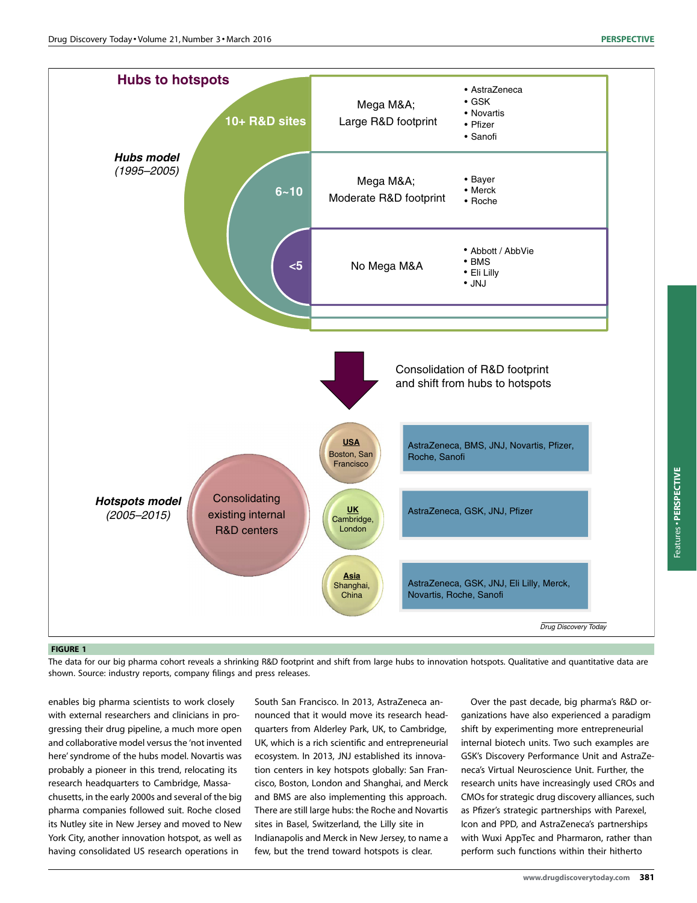## Hubs to hotspots

**Hubs model** *(1995–2005)*

| R&D sites | Category | Companies |
|---|---|---|
| 10+ R&D sites | Mega M&A; Large R&D footprint | • AstraZeneca • GSK • Novartis • Pfizer • Sanofi |
| 6~10 | Mega M&A; Moderate R&D footprint | • Bayer • Merck • Roche |
| <5 | No Mega M&A | • Abbott / AbbVie • BMS • Eli Lilly • JNJ |

Consolidation of R&D footprint and shift from hubs to hotspots

**Hotspots model** *(2005–2015)*

Consolidating existing internal R&D centers

| Hotspot | Companies |
|---|---|
| USA – Boston, San Francisco | AstraZeneca, BMS, JNJ, Novartis, Pfizer, Roche, Sanofi |
| UK – Cambridge, London | AstraZeneca, GSK, JNJ, Pfizer |
| Asia – Shanghai, China | AstraZeneca, GSK, JNJ, Eli Lilly, Merck, Novartis, Roche, Sanofi |

*Drug Discovery Today*

**FIGURE 1**

The data for our big pharma cohort reveals a shrinking R&D footprint and shift from large hubs to innovation hotspots. Qualitative and quantitative data are shown. Source: industry reports, company filings and press releases.

enables big pharma scientists to work closely with external researchers and clinicians in progressing their drug pipeline, a much more open and collaborative model versus the 'not invented here' syndrome of the hubs model. Novartis was probably a pioneer in this trend, relocating its research headquarters to Cambridge, Massachusetts, in the early 2000s and several of the big pharma companies followed suit. Roche closed its Nutley site in New Jersey and moved to New York City, another innovation hotspot, as well as having consolidated US research operations in South San Francisco. In 2013, AstraZeneca announced that it would move its research headquarters from Alderley Park, UK, to Cambridge, UK, which is a rich scientific and entrepreneurial ecosystem. In 2013, JNJ established its innovation centers in key hotspots globally: San Francisco, Boston, London and Shanghai, and Merck and BMS are also implementing this approach. There are still large hubs: the Roche and Novartis sites in Basel, Switzerland, the Lilly site in Indianapolis and Merck in New Jersey, to name a few, but the trend toward hotspots is clear.

Over the past decade, big pharma's R&D organizations have also experienced a paradigm shift by experimenting more entrepreneurial internal biotech units. Two such examples are GSK's Discovery Performance Unit and AstraZeneca's Virtual Neuroscience Unit. Further, the research units have increasingly used CROs and CMOs for strategic drug discovery alliances, such as Pfizer's strategic partnerships with Parexel, Icon and PPD, and AstraZeneca's partnerships with Wuxi AppTec and Pharmaron, rather than perform such functions within their hitherto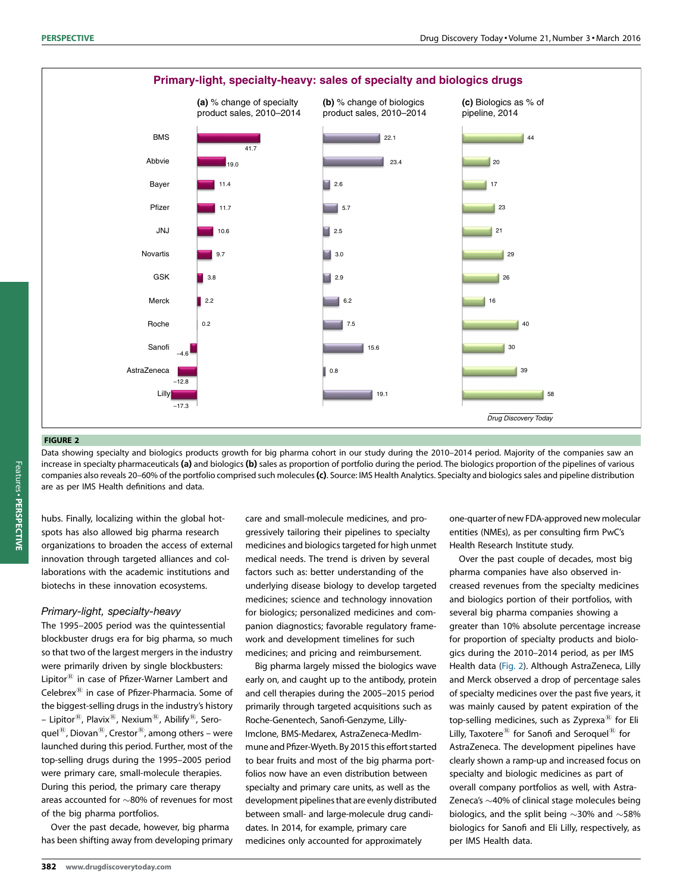**Primary-light, specialty-heavy: sales of specialty and biologics drugs**

| Company | (a) % change of specialty product sales, 2010–2014 | (b) % change of biologics product sales, 2010–2014 | (c) Biologics as % of pipeline, 2014 |
| --- | --- | --- | --- |
| BMS | 41.7 | 22.1 | 44 |
| Abbvie | 19.0 | 23.4 | 20 |
| Bayer | 11.4 | 2.6 | 17 |
| Pfizer | 11.7 | 5.7 | 23 |
| JNJ | 10.6 | 2.5 | 21 |
| Novartis | 9.7 | 3.0 | 29 |
| GSK | 3.8 | 2.9 | 26 |
| Merck | 2.2 | 6.2 | 16 |
| Roche | 0.2 | 7.5 | 40 |
| Sanofi | −4.6 | 15.6 | 30 |
| AstraZeneca | −12.8 | 0.8 | 39 |
| Lilly | −17.3 | 19.1 | 58 |

Drug Discovery Today

**FIGURE 2**

Data showing specialty and biologics products growth for big pharma cohort in our study during the 2010–2014 period. Majority of the companies saw an increase in specialty pharmaceuticals **(a)** and biologics **(b)** sales as proportion of portfolio during the period. The biologics proportion of the pipelines of various companies also reveals 20–60% of the portfolio comprised such molecules **(c)**. Source: IMS Health Analytics. Specialty and biologics sales and pipeline distribution are as per IMS Health definitions and data.

hubs. Finally, localizing within the global hotspots has also allowed big pharma research organizations to broaden the access of external innovation through targeted alliances and collaborations with the academic institutions and biotechs in these innovation ecosystems.

### *Primary-light, specialty-heavy*

The 1995–2005 period was the quintessential blockbuster drugs era for big pharma, so much so that two of the largest mergers in the industry were primarily driven by single blockbusters: Lipitor® in case of Pfizer-Warner Lambert and Celebrex® in case of Pfizer-Pharmacia. Some of the biggest-selling drugs in the industry's history – Lipitor®, Plavix®, Nexium®, Abilify®, Seroquel®, Diovan®, Crestor®, among others – were launched during this period. Further, most of the top-selling drugs during the 1995–2005 period were primary care, small-molecule therapies. During this period, the primary care therapy areas accounted for ~80% of revenues for most of the big pharma portfolios.

Over the past decade, however, big pharma has been shifting away from developing primary care and small-molecule medicines, and progressively tailoring their pipelines to specialty medicines and biologics targeted for high unmet medical needs. The trend is driven by several factors such as: better understanding of the underlying disease biology to develop targeted medicines; science and technology innovation for biologics; personalized medicines and companion diagnostics; favorable regulatory framework and development timelines for such medicines; and pricing and reimbursement.

Big pharma largely missed the biologics wave early on, and caught up to the antibody, protein and cell therapies during the 2005–2015 period primarily through targeted acquisitions such as Roche-Genentech, Sanofi-Genzyme, Lilly-Imclone, BMS-Medarex, AstraZeneca-MedImmune and Pfizer-Wyeth. By 2015 this effort started to bear fruits and most of the big pharma portfolios now have an even distribution between specialty and primary care units, as well as the development pipelines that are evenly distributed between small- and large-molecule drug candidates. In 2014, for example, primary care medicines only accounted for approximately one-quarter of new FDA-approved new molecular entities (NMEs), as per consulting firm PwC's Health Research Institute study.

Over the past couple of decades, most big pharma companies have also observed increased revenues from the specialty medicines and biologics portion of their portfolios, with several big pharma companies showing a greater than 10% absolute percentage increase for proportion of specialty products and biologics during the 2010–2014 period, as per IMS Health data (Fig. 2). Although AstraZeneca, Lilly and Merck observed a drop of percentage sales of specialty medicines over the past five years, it was mainly caused by patent expiration of the top-selling medicines, such as Zyprexa® for Eli Lilly, Taxotere® for Sanofi and Seroquel® for AstraZeneca. The development pipelines have clearly shown a ramp-up and increased focus on specialty and biologic medicines as part of overall company portfolios as well, with AstraZeneca's ~40% of clinical stage molecules being biologics, and the split being ~30% and ~58% biologics for Sanofi and Eli Lilly, respectively, as per IMS Health data.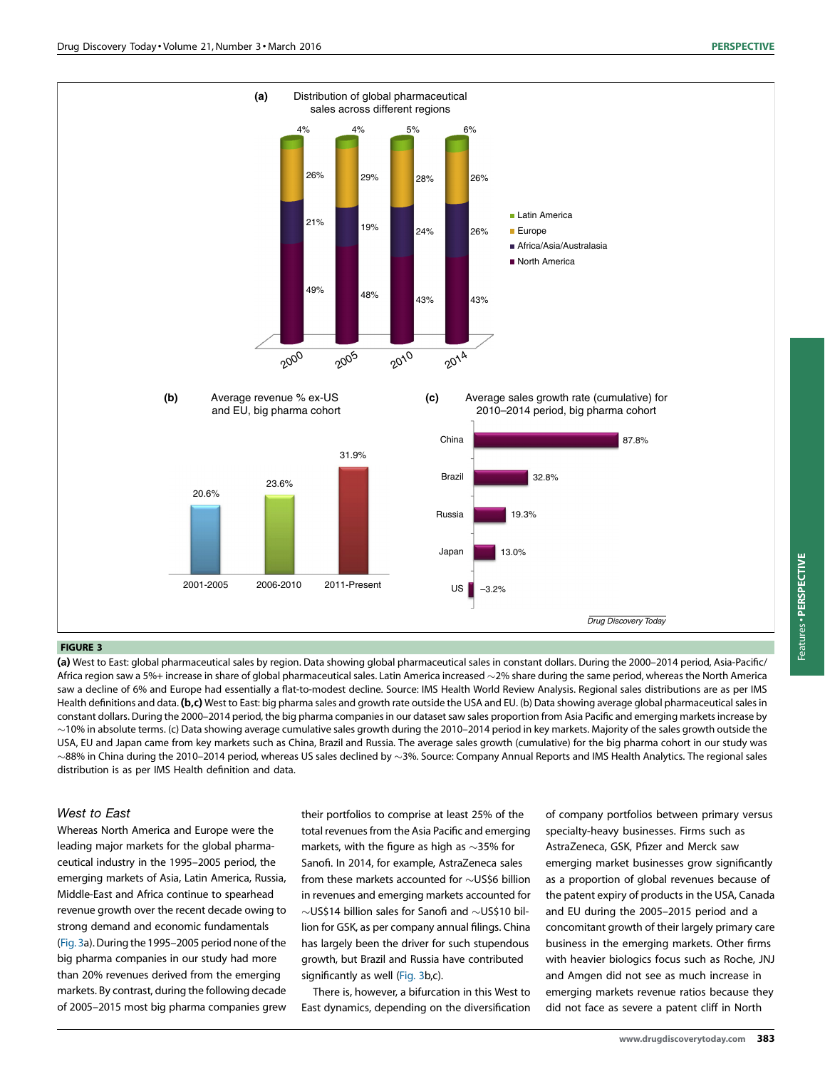**FIGURE 3**

**(a)** West to East: global pharmaceutical sales by region. Data showing global pharmaceutical sales in constant dollars. During the 2000–2014 period, Asia-Pacific/Africa region saw a 5%+ increase in share of global pharmaceutical sales. Latin America increased ~2% share during the same period, whereas the North America saw a decline of 6% and Europe had essentially a flat-to-modest decline. Source: IMS Health World Review Analysis. Regional sales distributions are as per IMS Health definitions and data. **(b,c)** West to East: big pharma sales and growth rate outside the USA and EU. (b) Data showing average global pharmaceutical sales in constant dollars. During the 2000–2014 period, the big pharma companies in our dataset saw sales proportion from Asia Pacific and emerging markets increase by ~10% in absolute terms. (c) Data showing average cumulative sales growth during the 2010–2014 period in key markets. Majority of the sales growth outside the USA, EU and Japan came from key markets such as China, Brazil and Russia. The average sales growth (cumulative) for the big pharma cohort in our study was ~88% in China during the 2010–2014 period, whereas US sales declined by ~3%. Source: Company Annual Reports and IMS Health Analytics. The regional sales distribution is as per IMS Health definition and data.

### West to East

Whereas North America and Europe were the leading major markets for the global pharmaceutical industry in the 1995–2005 period, the emerging markets of Asia, Latin America, Russia, Middle-East and Africa continue to spearhead revenue growth over the recent decade owing to strong demand and economic fundamentals (Fig. 3a). During the 1995–2005 period none of the big pharma companies in our study had more than 20% revenues derived from the emerging markets. By contrast, during the following decade of 2005–2015 most big pharma companies grew their portfolios to comprise at least 25% of the total revenues from the Asia Pacific and emerging markets, with the figure as high as ~35% for Sanofi. In 2014, for example, AstraZeneca sales from these markets accounted for ~US\$6 billion in revenues and emerging markets accounted for ~US\$14 billion sales for Sanofi and ~US\$10 billion for GSK, as per company annual filings. China has largely been the driver for such stupendous growth, but Brazil and Russia have contributed significantly as well (Fig. 3b,c).

There is, however, a bifurcation in this West to East dynamics, depending on the diversification of company portfolios between primary versus specialty-heavy businesses. Firms such as AstraZeneca, GSK, Pfizer and Merck saw emerging market businesses grow significantly as a proportion of global revenues because of the patent expiry of products in the USA, Canada and EU during the 2005–2015 period and a concomitant growth of their largely primary care business in the emerging markets. Other firms with heavier biologics focus such as Roche, JNJ and Amgen did not see as much increase in emerging markets revenue ratios because they did not face as severe a patent cliff in North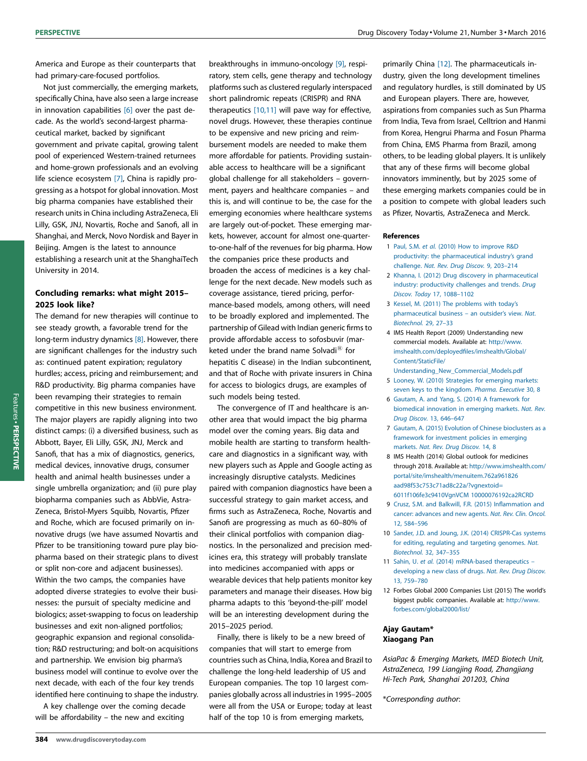America and Europe as their counterparts that had primary-care-focused portfolios.

Not just commercially, the emerging markets, specifically China, have also seen a large increase in innovation capabilities [6] over the past decade. As the world's second-largest pharmaceutical market, backed by significant government and private capital, growing talent pool of experienced Western-trained returnees and home-grown professionals and an evolving life science ecosystem [7], China is rapidly progressing as a hotspot for global innovation. Most big pharma companies have established their research units in China including AstraZeneca, Eli Lilly, GSK, JNJ, Novartis, Roche and Sanofi, all in Shanghai, and Merck, Novo Nordisk and Bayer in Beijing. Amgen is the latest to announce establishing a research unit at the ShanghaiTech University in 2014.

### Concluding remarks: what might 2015–2025 look like?

The demand for new therapies will continue to see steady growth, a favorable trend for the long-term industry dynamics [8]. However, there are significant challenges for the industry such as: continued patent expiration; regulatory hurdles; access, pricing and reimbursement; and R&D productivity. Big pharma companies have been revamping their strategies to remain competitive in this new business environment. The major players are rapidly aligning into two distinct camps: (i) a diversified business, such as Abbott, Bayer, Eli Lilly, GSK, JNJ, Merck and Sanofi, that has a mix of diagnostics, generics, medical devices, innovative drugs, consumer health and animal health businesses under a single umbrella organization; and (ii) pure play biopharma companies such as AbbVie, AstraZeneca, Bristol-Myers Squibb, Novartis, Pfizer and Roche, which are focused primarily on innovative drugs (we have assumed Novartis and Pfizer to be transitioning toward pure play biopharma based on their strategic plans to divest or split non-core and adjacent businesses). Within the two camps, the companies have adopted diverse strategies to evolve their businesses: the pursuit of specialty medicine and biologics; asset-swapping to focus on leadership businesses and exit non-aligned portfolios; geographic expansion and regional consolidation; R&D restructuring; and bolt-on acquisitions and partnership. We envision big pharma's business model will continue to evolve over the next decade, with each of the four key trends identified here continuing to shape the industry.

A key challenge over the coming decade will be affordability – the new and exciting breakthroughs in immuno-oncology [9], respiratory, stem cells, gene therapy and technology platforms such as clustered regularly interspaced short palindromic repeats (CRISPR) and RNA therapeutics [10,11] will pave way for effective, novel drugs. However, these therapies continue to be expensive and new pricing and reimbursement models are needed to make them more affordable for patients. Providing sustainable access to healthcare will be a significant global challenge for all stakeholders – government, payers and healthcare companies – and this is, and will continue to be, the case for the emerging economies where healthcare systems are largely out-of-pocket. These emerging markets, however, account for almost one-quarter-to-one-half of the revenues for big pharma. How the companies price these products and broaden the access of medicines is a key challenge for the next decade. New models such as coverage assistance, tiered pricing, performance-based models, among others, will need to be broadly explored and implemented. The partnership of Gilead with Indian generic firms to provide affordable access to sofosbuvir (marketed under the brand name Solvadi® for hepatitis C disease) in the Indian subcontinent, and that of Roche with private insurers in China for access to biologics drugs, are examples of such models being tested.

The convergence of IT and healthcare is another area that would impact the big pharma model over the coming years. Big data and mobile health are starting to transform healthcare and diagnostics in a significant way, with new players such as Apple and Google acting as increasingly disruptive catalysts. Medicines paired with companion diagnostics have been a successful strategy to gain market access, and firms such as AstraZeneca, Roche, Novartis and Sanofi are progressing as much as 60–80% of their clinical portfolios with companion diagnostics. In the personalized and precision medicines era, this strategy will probably translate into medicines accompanied with apps or wearable devices that help patients monitor key parameters and manage their diseases. How big pharma adapts to this 'beyond-the-pill' model will be an interesting development during the 2015–2025 period.

Finally, there is likely to be a new breed of companies that will start to emerge from countries such as China, India, Korea and Brazil to challenge the long-held leadership of US and European companies. The top 10 largest companies globally across all industries in 1995–2005 were all from the USA or Europe; today at least half of the top 10 is from emerging markets, primarily China [12]. The pharmaceuticals industry, given the long development timelines and regulatory hurdles, is still dominated by US and European players. There are, however, aspirations from companies such as Sun Pharma from India, Teva from Israel, Celltrion and Hanmi from Korea, Hengrui Pharma and Fosun Pharma from China, EMS Pharma from Brazil, among others, to be leading global players. It is unlikely that any of these firms will become global innovators imminently, but by 2025 some of these emerging markets companies could be in a position to compete with global leaders such as Pfizer, Novartis, AstraZeneca and Merck.

### References

1 Paul, S.M. *et al.* (2010) How to improve R&D productivity: the pharmaceutical industry's grand challenge. *Nat. Rev. Drug Discov.* 9, 203–214

2 Khanna, I. (2012) Drug discovery in pharmaceutical industry: productivity challenges and trends. *Drug Discov. Today* 17, 1088–1102

3 Kessel, M. (2011) The problems with today's pharmaceutical business – an outsider's view. *Nat. Biotechnol.* 29, 27–33

4 IMS Health Report (2009) Understanding new commercial models. Available at: http://www.imshealth.com/deployedfiles/imshealth/Global/Content/StaticFile/Understanding_New_Commercial_Models.pdf

5 Looney, W. (2010) Strategies for emerging markets: seven keys to the kingdom. *Pharma. Executive* 30, 8

6 Gautam, A. and Yang, S. (2014) A framework for biomedical innovation in emerging markets. *Nat. Rev. Drug Discov.* 13, 646–647

7 Gautam, A. (2015) Evolution of Chinese bioclusters as a framework for investment policies in emerging markets. *Nat. Rev. Drug Discov.* 14, 8

8 IMS Health (2014) Global outlook for medicines through 2018. Available at: http://www.imshealth.com/portal/site/imshealth/menuitem.762a961826aad98f53c753c71ad8c22a/?vgnextoid=6011f106fe3c9410VgnVCM 10000076192ca2RCRD

9 Crusz, S.M. and Balkwill, F.R. (2015) Inflammation and cancer: advances and new agents. *Nat. Rev. Clin. Oncol.* 12, 584–596

10 Sander, J.D. and Joung, J.K. (2014) CRISPR-Cas systems for editing, regulating and targeting genomes. *Nat. Biotechnol.* 32, 347–355

11 Sahin, U. *et al.* (2014) mRNA-based therapeutics – developing a new class of drugs. *Nat. Rev. Drug Discov.* 13, 759–780

12 Forbes Global 2000 Companies List (2015) The world's biggest public companies. Available at: http://www.forbes.com/global2000/list/

**Ajay Gautam\***
**Xiaogang Pan**

*AsiaPac & Emerging Markets, IMED Biotech Unit, AstraZeneca, 199 Liangjing Road, Zhangjiang Hi-Tech Park, Shanghai 201203, China*

\*Corresponding author: